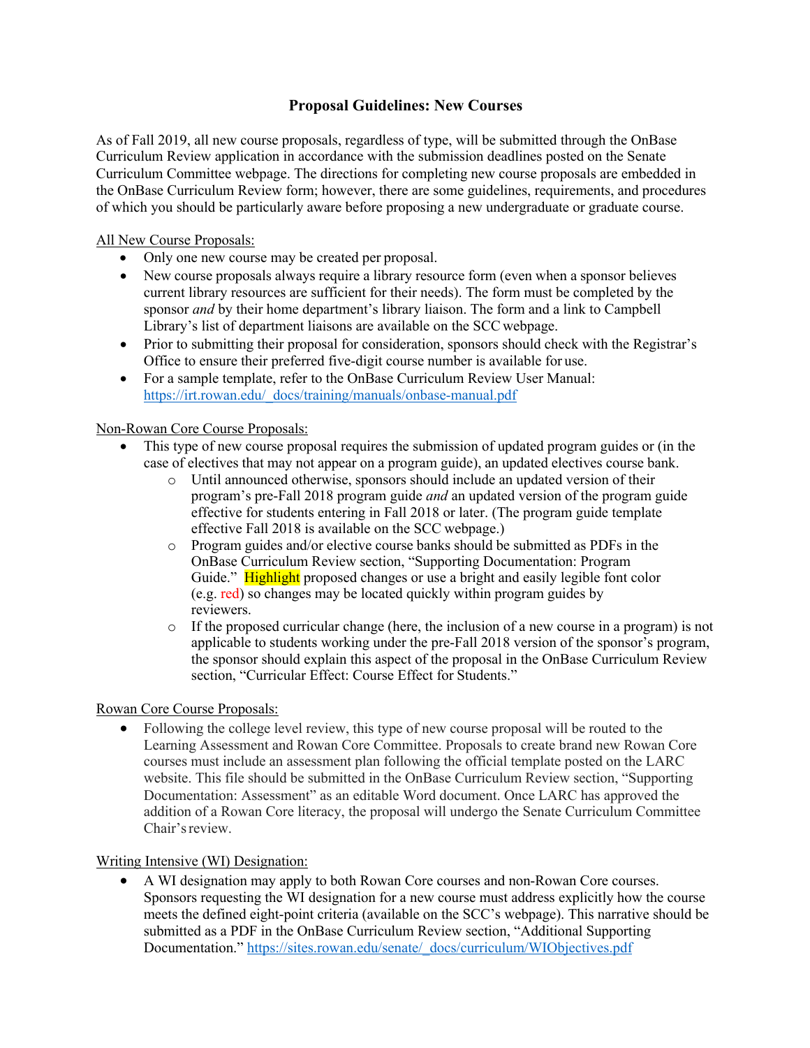# Proposal Guidelines: New Courses

As of Fall 2019, all new course proposals, regardless of type, will be submitted through the OnBase Curriculum Review application in accordance with the submission deadlines posted on the Senate Curriculum Committee webpage. The directions for completing new course proposals are embedded in the OnBase Curriculum Review form; however, there are some guidelines, requirements, and procedures of which you should be particularly aware before proposing a new undergraduate or graduate course.

All New Course Proposals:

- Only one new course may be created per proposal.
- New course proposals always require a library resource form (even when a sponsor believes current library resources are sufficient for their needs). The form must be completed by the sponsor *and* by their home department's library liaison. The form and a link to Campbell Library's list of department liaisons are available on the SCC webpage.
- Prior to submitting their proposal for consideration, sponsors should check with the Registrar's Office to ensure their preferred five-digit course number is available for use.
- For a sample template, refer to the OnBase Curriculum Review User Manual: https://irt.rowan.edu/_docs/training/manuals/onbase-manual.pdf

Non-Rowan Core Course Proposals:

- This type of new course proposal requires the submission of updated program guides or (in the case of electives that may not appear on a program guide), an updated electives course bank.
  - Until announced otherwise, sponsors should include an updated version of their program's pre-Fall 2018 program guide *and* an updated version of the program guide effective for students entering in Fall 2018 or later. (The program guide template effective Fall 2018 is available on the SCC webpage.)
  - Program guides and/or elective course banks should be submitted as PDFs in the OnBase Curriculum Review section, "Supporting Documentation: Program Guide." Highlight proposed changes or use a bright and easily legible font color (e.g. red) so changes may be located quickly within program guides by reviewers.
  - If the proposed curricular change (here, the inclusion of a new course in a program) is not applicable to students working under the pre-Fall 2018 version of the sponsor's program, the sponsor should explain this aspect of the proposal in the OnBase Curriculum Review section, "Curricular Effect: Course Effect for Students."

Rowan Core Course Proposals:

- Following the college level review, this type of new course proposal will be routed to the Learning Assessment and Rowan Core Committee. Proposals to create brand new Rowan Core courses must include an assessment plan following the official template posted on the LARC website. This file should be submitted in the OnBase Curriculum Review section, "Supporting Documentation: Assessment" as an editable Word document. Once LARC has approved the addition of a Rowan Core literacy, the proposal will undergo the Senate Curriculum Committee Chair's review.

Writing Intensive (WI) Designation:

- A WI designation may apply to both Rowan Core courses and non-Rowan Core courses. Sponsors requesting the WI designation for a new course must address explicitly how the course meets the defined eight-point criteria (available on the SCC's webpage). This narrative should be submitted as a PDF in the OnBase Curriculum Review section, "Additional Supporting Documentation." https://sites.rowan.edu/senate/_docs/curriculum/WIObjectives.pdf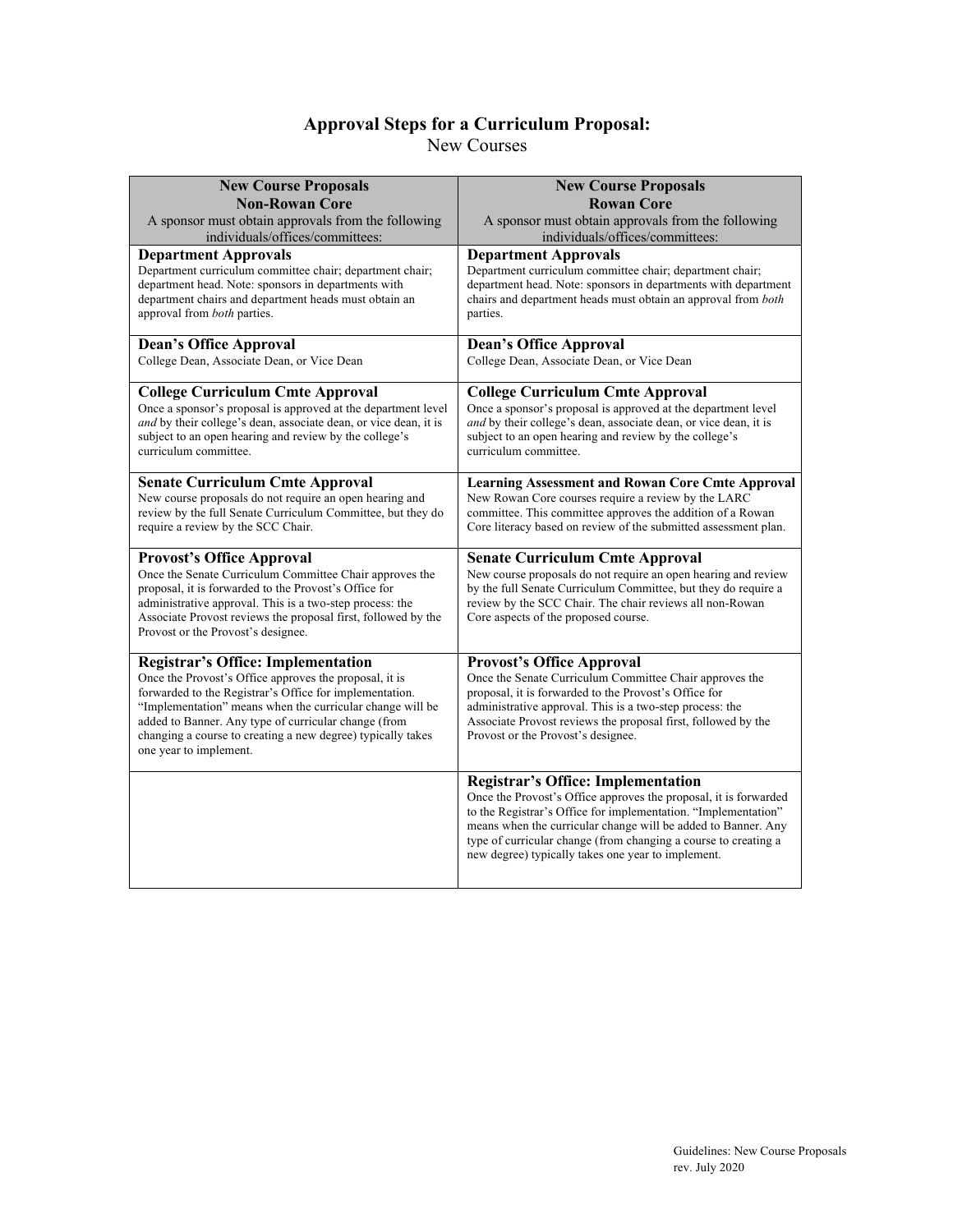# Approval Steps for a Curriculum Proposal:

## New Courses

| **New Course Proposals**<br>**Non-Rowan Core**<br>A sponsor must obtain approvals from the following individuals/offices/committees: | **New Course Proposals**<br>**Rowan Core**<br>A sponsor must obtain approvals from the following individuals/offices/committees: |
|---|---|
| **Department Approvals**<br>Department curriculum committee chair; department chair; department head. Note: sponsors in departments with department chairs and department heads must obtain an approval from *both* parties. | **Department Approvals**<br>Department curriculum committee chair; department chair; department head. Note: sponsors in departments with department chairs and department heads must obtain an approval from *both* parties. |
| **Dean's Office Approval**<br>College Dean, Associate Dean, or Vice Dean | **Dean's Office Approval**<br>College Dean, Associate Dean, or Vice Dean |
| **College Curriculum Cmte Approval**<br>Once a sponsor's proposal is approved at the department level *and* by their college's dean, associate dean, or vice dean, it is subject to an open hearing and review by the college's curriculum committee. | **College Curriculum Cmte Approval**<br>Once a sponsor's proposal is approved at the department level *and* by their college's dean, associate dean, or vice dean, it is subject to an open hearing and review by the college's curriculum committee. |
| **Senate Curriculum Cmte Approval**<br>New course proposals do not require an open hearing and review by the full Senate Curriculum Committee, but they do require a review by the SCC Chair. | **Learning Assessment and Rowan Core Cmte Approval**<br>New Rowan Core courses require a review by the LARC committee. This committee approves the addition of a Rowan Core literacy based on review of the submitted assessment plan. |
| **Provost's Office Approval**<br>Once the Senate Curriculum Committee Chair approves the proposal, it is forwarded to the Provost's Office for administrative approval. This is a two-step process: the Associate Provost reviews the proposal first, followed by the Provost or the Provost's designee. | **Senate Curriculum Cmte Approval**<br>New course proposals do not require an open hearing and review by the full Senate Curriculum Committee, but they do require a review by the SCC Chair. The chair reviews all non-Rowan Core aspects of the proposed course. |
| **Registrar's Office: Implementation**<br>Once the Provost's Office approves the proposal, it is forwarded to the Registrar's Office for implementation. "Implementation" means when the curricular change will be added to Banner. Any type of curricular change (from changing a course to creating a new degree) typically takes one year to implement. | **Provost's Office Approval**<br>Once the Senate Curriculum Committee Chair approves the proposal, it is forwarded to the Provost's Office for administrative approval. This is a two-step process: the Associate Provost reviews the proposal first, followed by the Provost or the Provost's designee. |
| | **Registrar's Office: Implementation**<br>Once the Provost's Office approves the proposal, it is forwarded to the Registrar's Office for implementation. "Implementation" means when the curricular change will be added to Banner. Any type of curricular change (from changing a course to creating a new degree) typically takes one year to implement. |

Guidelines: New Course Proposals
rev. July 2020